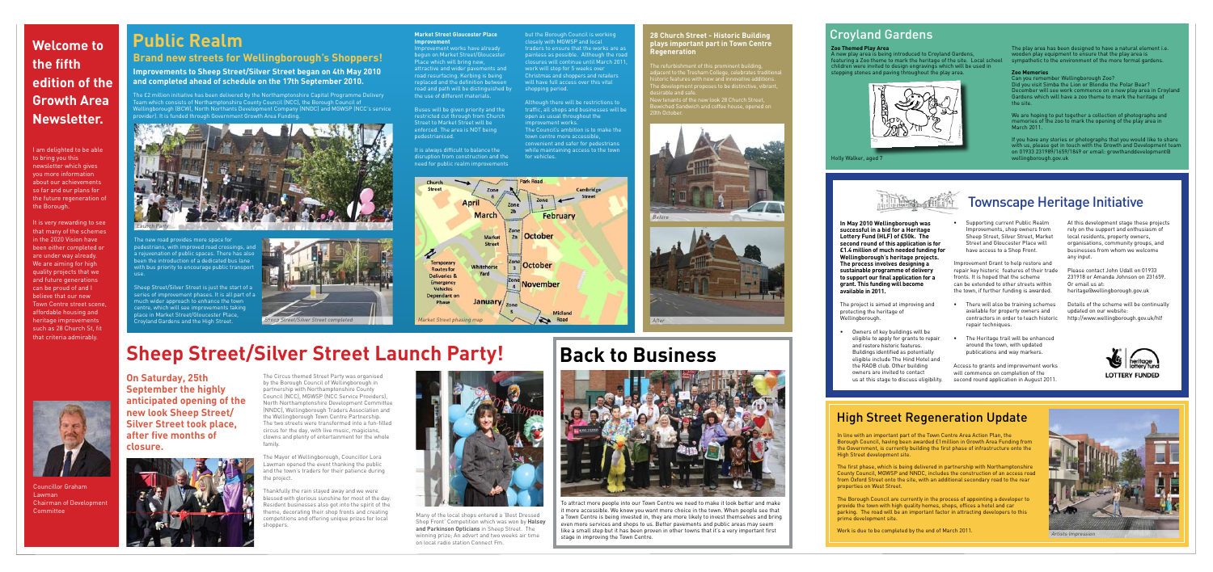# Welcome to the fifth edition of the Growth Area Newsletter.

I am delighted to be able to bring you this newsletter which gives you more information about our achievements so far and our plans for the future regeneration of the Borough.

It is very rewarding to see that many of the schemes in the 2020 Vision have been either completed or are under way already. We are aiming for high quality projects that we and future generations can be proud of and I believe that our new Town Centre street scene, affordable housing and heritage improvements such as 28 Church St, fit that criteria admirably.

Councillor Graham Lawman
Chairman of Development Committee

# Public Realm

## Brand new streets for Wellingborough's Shoppers!

### Improvements to Sheep Street/Silver Street began on 4th May 2010 and completed ahead of schedule on the 17th September 2010.

The £2 million initiative has been delivered by the Northamptonshire Capital Programme Delivery Team which consists of Northamptonshire County Council (NCC), the Borough Council of Wellingborough (BCW), North Northants Development Company (NNDC) and MGWSP (NCC's service provider). It is funded through Government Growth Area Funding.

Launch Party

The new road provides more space for pedestrians, with improved road crossings, and a rejuvenation of public spaces. There has also been the introduction of a dedicated bus lane with bus priority to encourage public transport use.

Sheep Street/Silver Street is just the start of a series of improvement phases. It is all part of a much wider approach to enhance the town centre, which will see improvements taking place in Market Street/Gloucester Place, Croyland Gardens and the High Street.

Sheep Street/Silver Street completed

### Market Street Gloucester Place Improvement

Improvement works have already begun on Market Street/Gloucester Place which will bring new, attractive and wider pavements and road resurfacing. Kerbing is being replaced and the definition between road and path will be distinguished by the use of different materials.

Buses will be given priority and the restricted cut through from Church Street to Market Street will be enforced. The area is NOT being pedestrianised.

It is always difficult to balance the disruption from construction and the need for public realm improvements but the Borough Council is working closely with MGWSP and local traders to ensure that the works are as painless as possible. Although the road closures will continue until March 2011, work will stop for 5 weeks over Christmas and shoppers and retailers will have full access over this vital shopping period.

Although there will be restrictions to traffic, all shops and businesses will be open as usual throughout the improvement works.

The Council's ambition is to make the town centre more accessible, convenient and safer for pedestrians while maintaining access to the town for vehicles.

Market Street phasing map

### 28 Church Street - Historic Building plays important part in Town Centre Regeneration

The refurbishment of this prominent building, adjacent to the Tresham College, celebrates traditional historic features with new and innovative additions. The development proposes to be distinctive, vibrant, desirable and safe.

New tenants of the new look 28 Church Street, Bewiched Sandwich and coffee house, opened on 20th October.

Before

After

# Sheep Street/Silver Street Launch Party!

**On Saturday, 25th September the highly anticipated opening of the new look Sheep Street/ Silver Street took place, after five months of closure.**

The Circus themed Street Party was organised by the Borough Council of Wellingborough in partnership with Northamptonshire County Council (NCC), MGWSP (NCC Service Providers), North Northamptonshire Development Committee (NNDC), Wellingborough Traders Association and the Wellingborough Town Centre Partnership. The two streets were transformed into a fun-filled circus for the day, with live music, magicians, clowns and plenty of entertainment for the whole family.

The Mayor of Wellingborough, Councillor Lora Lawman opened the event thanking the public and the town's traders for their patience during the project.

Thankfully the rain stayed away and we were blessed with glorious sunshine for most of the day. Resident businesses also got into the spirit of the theme, decorating their shop fronts and creating competitions and offering unique prizes for local shoppers.

Many of the local shops entered a 'Best Dressed Shop Front' Competition which was won by **Halsey and Parkinson Opticians** in Sheep Street. The winning prize; An advert and two weeks air time on local radio station Connect Fm.

# Back to Business

To attract more people into our Town Centre we need to make it look better and make it more accessible. We know you want more choice in the town. When people see that a Town Centre is being invested in, they are more likely to invest themselves and bring even more services and shops to us. Better pavements and public areas may seem like a small step but it has been proven in other towns that it's a very important first stage in improving the Town Centre.

## Croyland Gardens

**Zoo Themed Play Area**
A new play area is being introduced to Croyland Gardens, featuring a Zoo theme to mark the heritage of the site. Local school children were invited to design engravings which will be used in stepping stones and paving throughout the play area.

Holly Walker, aged 7

The play area has been designed to have a natural element i.e. wooden play equipment to ensure that the play area is sympathetic to the environment of the more formal gardens.

**Zoo Memories**
Can you remember Wellingborough Zoo?
Did you visit Simba the Lion or Blondie the Polar Bear?
December will see work commence on a new play area in Croyland Gardens which will have a zoo theme to mark the heritage of the site.

We are hoping to put together a collection of photographs and memories of the zoo to mark the opening of the play area in March 2011.

If you have any stories or photographs that you would like to share with us, please get in touch with the Growth and Development team on 01933 231989/1659/1849 or email: growthanddevelopment@wellingborough.gov.uk

## Townscape Heritage Initiative

**In May 2010 Wellingborough was successful in a bid for a Heritage Lottery Fund (HLF) of £50k. The second round of this application is for £1.4 million of much needed funding for Wellingborough's heritage projects. The process involves designing a sustainable programme of delivery to support our final application for a grant. This funding will become available in 2011.**

The project is aimed at improving and protecting the heritage of Wellingborough.

- Owners of key buildings will be eligible to apply for grants to repair and restore historic features. Buildings identified as potentially eligible include The Hind Hotel and the RAOB club. Other building owners are invited to contact us at this stage to discuss eligibility.
- Supporting current Public Realm Improvements, shop owners from Sheep Street, Silver Street, Market Street and Gloucester Place will have access to a Shop Front.

Improvement Grant to help restore and repair key historic features of their trade fronts. It is hoped that the scheme can be extended to other streets within the town, if further funding is awarded.

- There will also be training schemes available for property owners and contractors in order to teach historic repair techniques.
- The Heritage trail will be enhanced around the town, with updated publications and way markers.

Access to grants and improvement works will commence on completion of the second round application in August 2011.

At this development stage these projects rely on the support and enthusiasm of local residents, property owners, organisations, community groups, and businesses from whom we welcome any input.

Please contact John Udall on 01933 231918 or Amanda Johnson on 231659. Or email us at: heritage@wellingborough.gov.uk

Details of the scheme will be continually updated on our website: http://www.wellingborough.gov.uk/hlf

## High Street Regeneration Update

In line with an important part of the Town Centre Area Action Plan, the Borough Council, having been awarded £1million in Growth Area Funding from the Government, is currently building the first phase of infrastructure onto the High Street development site.

The first phase, which is being delivered in partnership with Northamptonshire County Council, MGWSP and NNDC, includes the construction of an access road from Oxford Street onto the site, with an additional secondary road to the rear properties on West Street.

The Borough Council are currently in the process of appointing a developer to provide the town with high quality homes, shops, offices a hotel and car parking. The road will be an important factor in attracting developers to this prime development site.

Work is due to be completed by the end of March 2011.

Artists Impression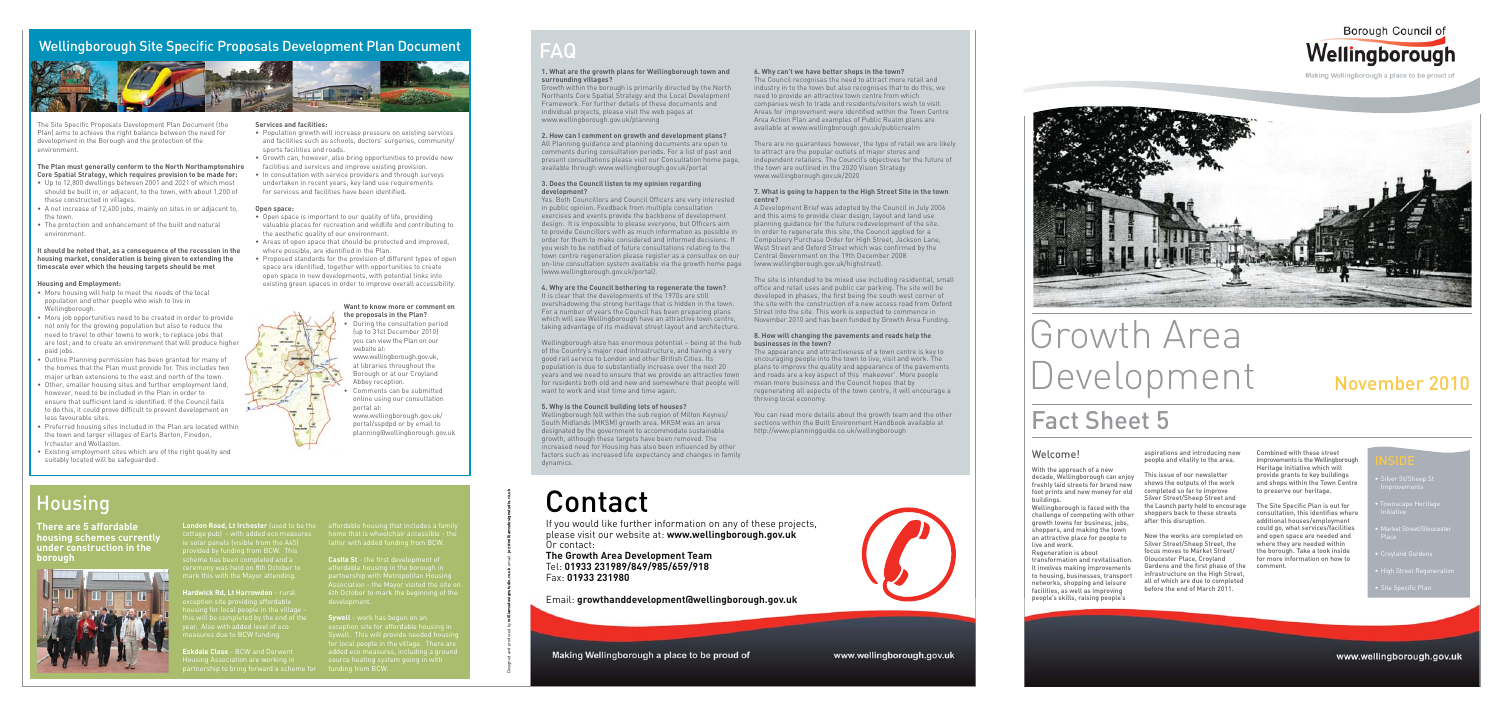## Wellingborough Site Specific Proposals Development Plan Document

The Site Specific Proposals Development Plan Document (the Plan) aims to achieve the right balance between the need for development in the Borough and the protection of the environment.

**The Plan must generally conform to the North Northamptonshire Core Spatial Strategy, which requires provision to be made for:**

- Up to 12,800 dwellings between 2001 and 2021 of which most should be built in, or adjacent to, the town, with about 1,200 of these constructed in villages.
- A net increase of 12,400 jobs, mainly on sites in or adjacent to, the town.
- The protection and enhancement of the built and natural environment.

**It should be noted that, as a consequence of the recession in the housing market, consideration is being given to extending the timescale over which the housing targets should be met**

**Housing and Employment:**

- More housing will help to meet the needs of the local population and other people who wish to live in Wellingborough.
- More job opportunities need to be created in order to provide not only for the growing population but also to reduce the need to travel to other towns to work; to replace jobs that are lost; and to create an environment that will produce higher paid jobs.
- Outline Planning permission has been granted for many of the homes that the Plan must provide for. This includes two major urban extensions to the east and north of the town.
- Other, smaller housing sites and further employment land, however, need to be included in the Plan in order to ensure that sufficient land is identified. If the Council fails to do this, it could prove difficult to prevent development on less favourable sites.
- Preferred housing sites included in the Plan are located within the town and larger villages of Earls Barton, Finedon, Irchester and Wollaston.
- Existing employment sites which are of the right quality and suitably located will be safeguarded.

**Services and facilities:**

- Population growth will increase pressure on existing services and facilities such as schools, doctors' surgeries, community/sports facilities and roads.
- Growth can, however, also bring opportunities to provide new facilities and services and improve existing provision.
- In consultation with service providers and through surveys undertaken in recent years, key land use requirements for services and facilities have been identified.

**Open space:**

- Open space is important to our quality of life, providing valuable places for recreation and wildlife and contributing to the aesthetic quality of our environment.
- Areas of open space that should be protected and improved, where possible, are identified in the Plan.
- Proposed standards for the provision of different types of open space are identified, together with opportunities to create open space in new developments, with potential links into existing green spaces in order to improve overall accessibility.

**Want to know more or comment on the proposals in the Plan?**

- During the consultation period (up to 31st December 2010) you can view the Plan on our website at: www.wellingborough.gov.uk, at libraries throughout the Borough or at our Croyland Abbey reception.
- Comments can be submitted online using our consultation portal at: www.wellingborough.gov.uk/portal/sspdpd or by email to planning@wellingborough.gov.uk

## FAQ

**1. What are the growth plans for Wellingborough town and surrounding villages?**
Growth within the borough is primarily directed by the North Northants Core Spatial Strategy and the Local Development Framework. For further details of these documents and individual projects, please visit the web pages at www.wellingborough.gov.uk/planning

**2. How can I comment on growth and development plans?**
All Planning guidance and planning documents are open to comments during consultation periods. For a list of past and present consultations please visit our Consultation home page, available through www.wellingborough.gov.uk/portal

**3. Does the Council listen to my opinion regarding development?**
Yes. Both Councillors and Council Officers are very interested in public opinion. Feedback from multiple consultation exercises and events provide the backbone of development design. It is impossible to please everyone, but Officers aim to provide Councillors with as much information as possible in order for them to make considered and informed decisions. If you wish to be notified of future consultations relating to the town centre regeneration please register as a consultee on our on-line consultation system available via the growth home page (www.wellingborough.gov.uk/portal).

**4. Why are the Council bothering to regenerate the town?**
It is clear that the developments of the 1970s are still overshadowing the strong heritage that is hidden in the town. For a number of years the Council has been preparing plans which will see Wellingborough have an attractive town centre, taking advantage of its medieval street layout and architecture.

Wellingborough also has enormous potential – being at the hub of the Country's major road infrastructure, and having a very good rail service to London and other British Cities. Its population is due to substantially increase over the next 20 years and we need to ensure that we provide an attractive town for residents both old and new and somewhere that people will want to work and visit time and time again.

**5. Why is the Council building lots of houses?**
Wellingborough fell within the sub region of Milton Keynes/South Midlands (MKSM) growth area. MKSM was an area designated by the government to accommodate sustainable growth, although these targets have been removed. The increased need for Housing has also been influenced by other factors such as increased life expectancy and changes in family dynamics.

**6. Why can't we have better shops in the town?**
The Council recognises the need to attract more retail and industry in to the town but also recognises that to do this, we need to provide an attractive town centre from which companies wish to trade and residents/visitors wish to visit. Areas for improvement were identified within the Town Centre Area Action Plan and examples of Public Realm plans are available at www.wellingborough.gov.uk/publicrealm

There are no guarantees however, the type of retail we are likely to attract are the popular outlets of major stores and independent retailers. The Council's objectives for the future of the town are outlined in the 2020 Vision Strategy www.wellingborough.gov.uk/2020

**7. What is going to happen to the High Street Site in the town centre?**
A Development Brief was adopted by the Council in July 2006 and this aims to provide clear design, layout and land use planning guidance for the future redevelopment of the site. In order to regenerate this site, the Council applied for a Compulsory Purchase Order for High Street, Jackson Lane, West Street and Oxford Street which was confirmed by the Central Government on the 19th December 2008 (www.wellingborough.gov.uk/highstreet).

The site is intended to be mixed use including residential, small office and retail uses and public car parking. The site will be developed in phases, the first being the south west corner of the site with the construction of a new access road from Oxford Street into the site. This work is expected to commence in November 2010 and has been funded by Growth Area Funding.

**8. How will changing the pavements and roads help the businesses in the town?**
The appearance and attractiveness of a town centre is key to encouraging people into the town to live, visit and work. The plans to improve the quality and appearance of the pavements and roads are a key aspect of this 'makeover'. More people mean more business and the Council hopes that by regenerating all aspects of the town centre, it will encourage a thriving local economy.

You can read more details about the growth team and the other sections within the Built Environment Handbook available at http://www.planningguide.co.uk/wellingborough

## Housing

**There are 5 affordable housing schemes currently under construction in the borough**

**London Road, Lt Irchester** (used to be the cottage pub) – with added eco measures ie solar panels (visible from the A45) provided by funding from BCW. This scheme has been completed and a ceremony was held on 8th October to mark this with the Mayor attending.

**Hardwick Rd, Lt Harrowden** – rural exception site providing affordable housing for local people in the village – this will be completed by the end of the year. Also with added level of eco measures due to BCW funding.

**Eskdale Close** – BCW and Derwent Housing Association are working in partnership to bring forward a scheme for affordable housing that includes a family home that is wheelchair accessible – the latter with added funding from BCW.

**Castle St** – the first development of affordable housing in the borough in partnership with Metropolitan Housing Association – the Mayor visited the site on 6th October to mark the beginning of the development.

**Sywell** – work has begun on an exception site for affordable housing in Sywell. This will provide needed housing for local people in the village. There are added eco measures, including a ground source heating system going in with funding from BCW.

# Contact

If you would like further information on any of these projects, please visit our website at: **www.wellingborough.gov.uk**
Or contact:
**The Growth Area Development Team**
Tel: **01933 231989/849/985/659/918**
Fax: **01933 231980**

Email: **growthanddevelopment@wellingborough.gov.uk**

Making Wellingborough a place to be proud of

www.wellingborough.gov.uk

Borough Council of **Wellingborough**

Making Wellingborough a place to be proud of

# Growth Area Development

## November 2010

## Fact Sheet 5

### Welcome!

With the approach of a new decade, Wellingborough can enjoy freshly laid streets for brand new foot prints and new money for old buildings.

Wellingborough is faced with the challenge of competing with other growth towns for business, jobs, shoppers, and making the town an attractive place for people to live and work.

Regeneration is about transformation and revitalisation. It involves making improvements to housing, businesses, transport networks, shopping and leisure facilities, as well as improving people's skills, raising people's aspirations and introducing new people and vitality to the area.

This issue of our newsletter shows the outputs of the work completed so far to improve Silver Street/Sheep Street and the Launch party held to encourage shoppers back to these streets after this disruption.

Now the works are completed on Silver Street/Sheep Street, the focus moves to Market Street/Gloucester Place, Croyland Gardens and the first phase of the infrastructure on the High Street, all of which are due to completed before the end of March 2011.

Combined with these street improvements is the Wellingborough Heritage Initiative which will provide grants to key buildings and shops within the Town Centre to preserve our heritage.

The Site Specific Plan is out for consultation, this identifies where additional houses/employment could go, what services/facilities and open space are needed and where they are needed within the borough. Take a look inside for more information on how to comment.

### INSIDE

- Silver St/Sheep St Improvements
- Townscape Heritage Initiative
- Market Street/Gloucester Place
- Croyland Gardens
- High Street Regeneration
- Site Specific Plan

www.wellingborough.gov.uk